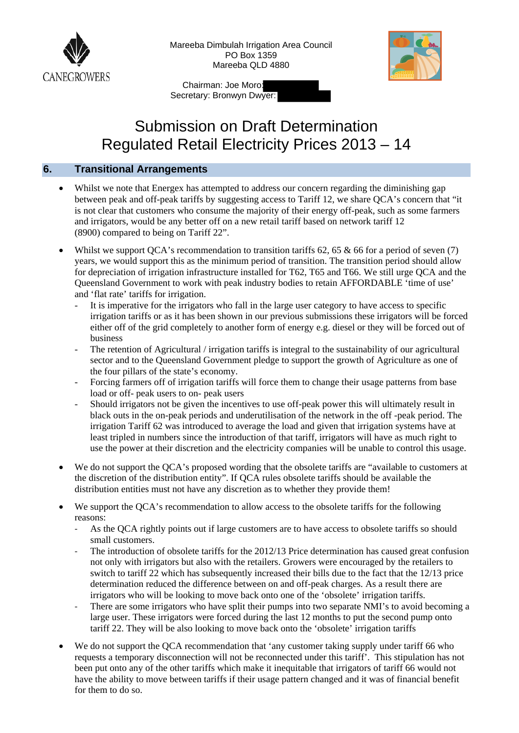CANEGROWERS

Mareeba Dimbulah Irrigation Area Council
PO Box 1359
Mareeba QLD 4880

Chairman: Joe Moro:
Secretary: Bronwyn Dwyer:

# Submission on Draft Determination
# Regulated Retail Electricity Prices 2013 – 14

## 6. Transitional Arrangements

- Whilst we note that Energex has attempted to address our concern regarding the diminishing gap between peak and off-peak tariffs by suggesting access to Tariff 12, we share QCA's concern that "it is not clear that customers who consume the majority of their energy off-peak, such as some farmers and irrigators, would be any better off on a new retail tariff based on network tariff 12 (8900) compared to being on Tariff 22".

- Whilst we support QCA's recommendation to transition tariffs 62, 65 & 66 for a period of seven (7) years, we would support this as the minimum period of transition. The transition period should allow for depreciation of irrigation infrastructure installed for T62, T65 and T66. We still urge QCA and the Queensland Government to work with peak industry bodies to retain AFFORDABLE 'time of use' and 'flat rate' tariffs for irrigation.
  - It is imperative for the irrigators who fall in the large user category to have access to specific irrigation tariffs or as it has been shown in our previous submissions these irrigators will be forced either off of the grid completely to another form of energy e.g. diesel or they will be forced out of business
  - The retention of Agricultural / irrigation tariffs is integral to the sustainability of our agricultural sector and to the Queensland Government pledge to support the growth of Agriculture as one of the four pillars of the state's economy.
  - Forcing farmers off of irrigation tariffs will force them to change their usage patterns from base load or off- peak users to on- peak users
  - Should irrigators not be given the incentives to use off-peak power this will ultimately result in black outs in the on-peak periods and underutilisation of the network in the off -peak period. The irrigation Tariff 62 was introduced to average the load and given that irrigation systems have at least tripled in numbers since the introduction of that tariff, irrigators will have as much right to use the power at their discretion and the electricity companies will be unable to control this usage.

- We do not support the QCA's proposed wording that the obsolete tariffs are "available to customers at the discretion of the distribution entity". If QCA rules obsolete tariffs should be available the distribution entities must not have any discretion as to whether they provide them!

- We support the QCA's recommendation to allow access to the obsolete tariffs for the following reasons:
  - As the QCA rightly points out if large customers are to have access to obsolete tariffs so should small customers.
  - The introduction of obsolete tariffs for the 2012/13 Price determination has caused great confusion not only with irrigators but also with the retailers. Growers were encouraged by the retailers to switch to tariff 22 which has subsequently increased their bills due to the fact that the 12/13 price determination reduced the difference between on and off-peak charges. As a result there are irrigators who will be looking to move back onto one of the 'obsolete' irrigation tariffs.
  - There are some irrigators who have split their pumps into two separate NMI's to avoid becoming a large user. These irrigators were forced during the last 12 months to put the second pump onto tariff 22. They will be also looking to move back onto the 'obsolete' irrigation tariffs

- We do not support the QCA recommendation that 'any customer taking supply under tariff 66 who requests a temporary disconnection will not be reconnected under this tariff'. This stipulation has not been put onto any of the other tariffs which make it inequitable that irrigators of tariff 66 would not have the ability to move between tariffs if their usage pattern changed and it was of financial benefit for them to do so.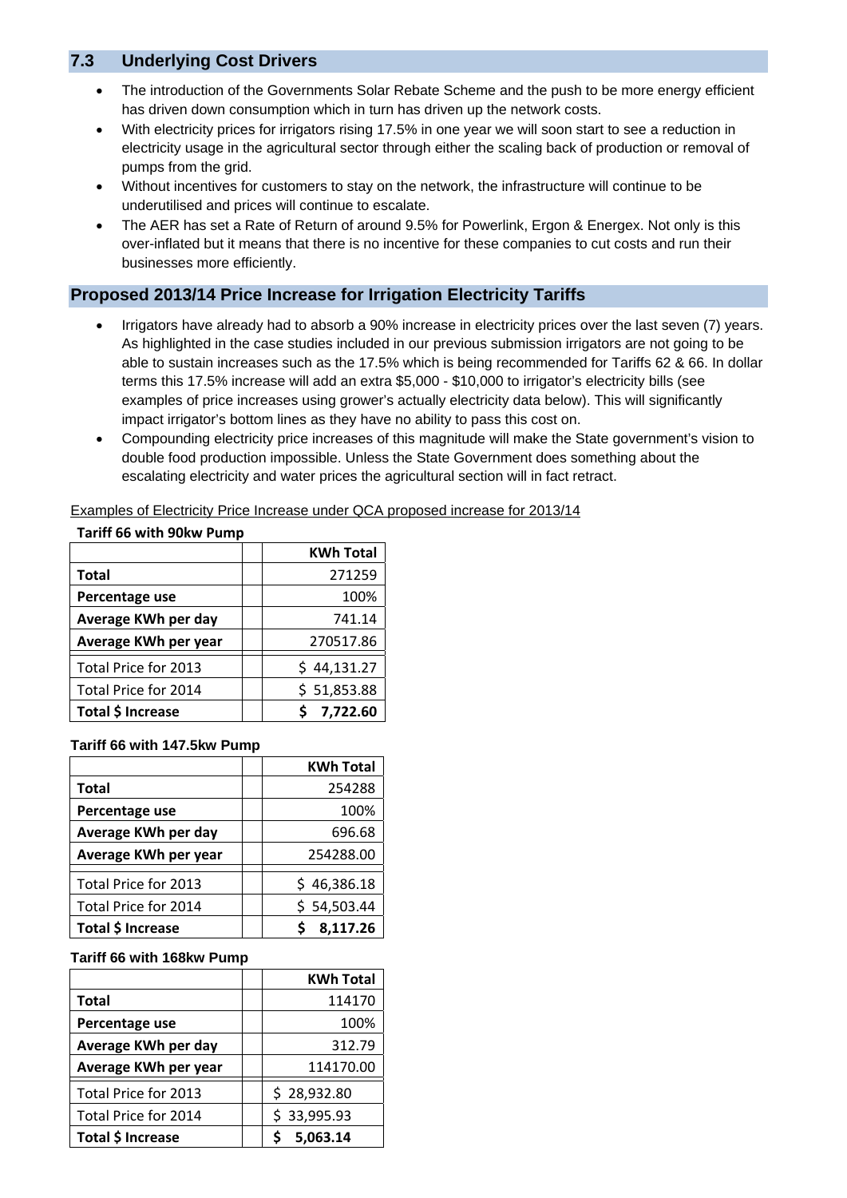## 7.3 Underlying Cost Drivers

- The introduction of the Governments Solar Rebate Scheme and the push to be more energy efficient has driven down consumption which in turn has driven up the network costs.
- With electricity prices for irrigators rising 17.5% in one year we will soon start to see a reduction in electricity usage in the agricultural sector through either the scaling back of production or removal of pumps from the grid.
- Without incentives for customers to stay on the network, the infrastructure will continue to be underutilised and prices will continue to escalate.
- The AER has set a Rate of Return of around 9.5% for Powerlink, Ergon & Energex. Not only is this over-inflated but it means that there is no incentive for these companies to cut costs and run their businesses more efficiently.

## Proposed 2013/14 Price Increase for Irrigation Electricity Tariffs

- Irrigators have already had to absorb a 90% increase in electricity prices over the last seven (7) years. As highlighted in the case studies included in our previous submission irrigators are not going to be able to sustain increases such as the 17.5% which is being recommended for Tariffs 62 & 66. In dollar terms this 17.5% increase will add an extra $5,000 - $10,000 to irrigator's electricity bills (see examples of price increases using grower's actually electricity data below). This will significantly impact irrigator's bottom lines as they have no ability to pass this cost on.
- Compounding electricity price increases of this magnitude will make the State government's vision to double food production impossible. Unless the State Government does something about the escalating electricity and water prices the agricultural section will in fact retract.

Examples of Electricity Price Increase under QCA proposed increase for 2013/14

**Tariff 66 with 90kw Pump**

| | | KWh Total |
|---|---|---|
| **Total** | | 271259 |
| **Percentage use** | | 100% |
| **Average KWh per day** | | 741.14 |
| **Average KWh per year** | | 270517.86 |
| Total Price for 2013 | | $ 44,131.27 |
| Total Price for 2014 | | $ 51,853.88 |
| **Total $ Increase** | | **$ 7,722.60** |

**Tariff 66 with 147.5kw Pump**

| | | KWh Total |
|---|---|---|
| **Total** | | 254288 |
| **Percentage use** | | 100% |
| **Average KWh per day** | | 696.68 |
| **Average KWh per year** | | 254288.00 |
| Total Price for 2013 | | $ 46,386.18 |
| Total Price for 2014 | | $ 54,503.44 |
| **Total $ Increase** | | **$ 8,117.26** |

**Tariff 66 with 168kw Pump**

| | | KWh Total |
|---|---|---|
| **Total** | | 114170 |
| **Percentage use** | | 100% |
| **Average KWh per day** | | 312.79 |
| **Average KWh per year** | | 114170.00 |
| Total Price for 2013 | | $ 28,932.80 |
| Total Price for 2014 | | $ 33,995.93 |
| **Total $ Increase** | | **$ 5,063.14** |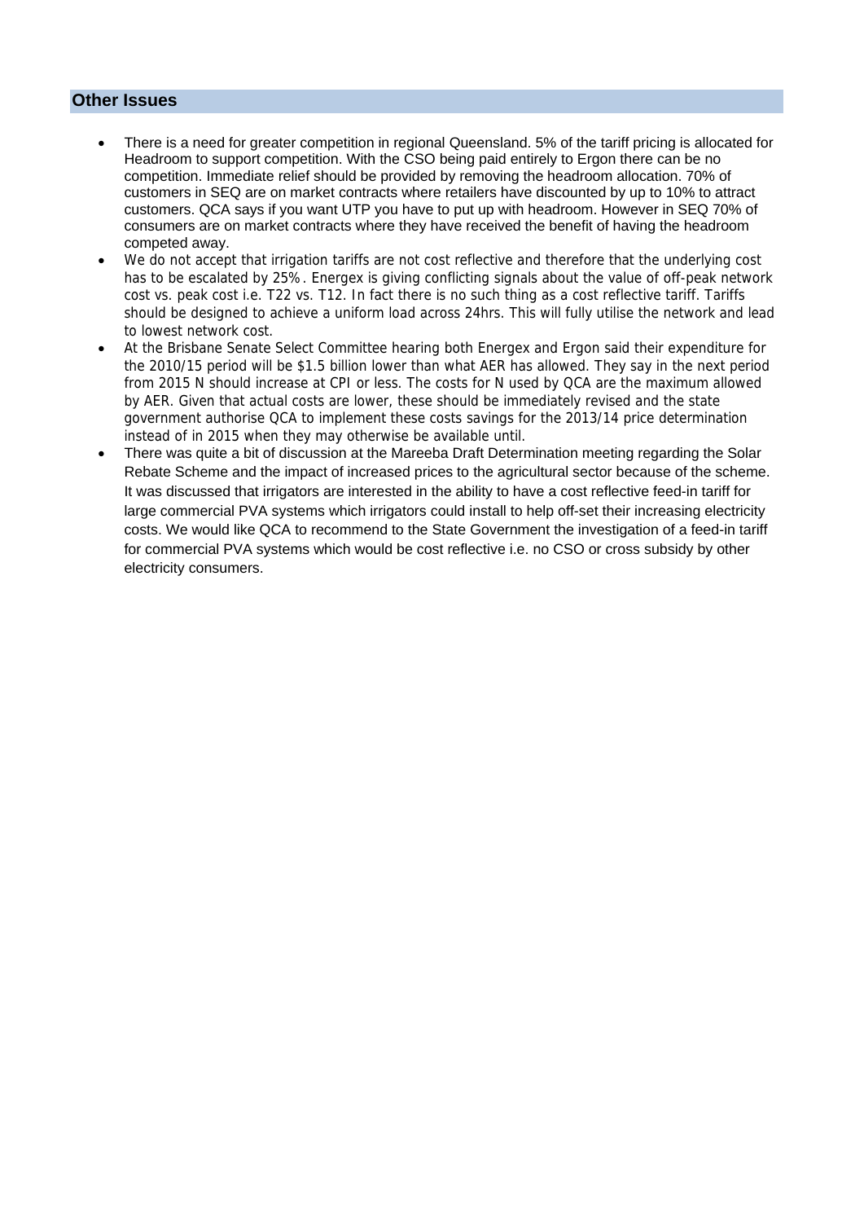## Other Issues

- There is a need for greater competition in regional Queensland. 5% of the tariff pricing is allocated for Headroom to support competition. With the CSO being paid entirely to Ergon there can be no competition. Immediate relief should be provided by removing the headroom allocation. 70% of customers in SEQ are on market contracts where retailers have discounted by up to 10% to attract customers. QCA says if you want UTP you have to put up with headroom. However in SEQ 70% of consumers are on market contracts where they have received the benefit of having the headroom competed away.
- We do not accept that irrigation tariffs are not cost reflective and therefore that the underlying cost has to be escalated by 25%. Energex is giving conflicting signals about the value of off-peak network cost vs. peak cost i.e. T22 vs. T12. In fact there is no such thing as a cost reflective tariff. Tariffs should be designed to achieve a uniform load across 24hrs. This will fully utilise the network and lead to lowest network cost.
- At the Brisbane Senate Select Committee hearing both Energex and Ergon said their expenditure for the 2010/15 period will be $1.5 billion lower than what AER has allowed. They say in the next period from 2015 N should increase at CPI or less. The costs for N used by QCA are the maximum allowed by AER. Given that actual costs are lower, these should be immediately revised and the state government authorise QCA to implement these costs savings for the 2013/14 price determination instead of in 2015 when they may otherwise be available until.
- There was quite a bit of discussion at the Mareeba Draft Determination meeting regarding the Solar Rebate Scheme and the impact of increased prices to the agricultural sector because of the scheme. It was discussed that irrigators are interested in the ability to have a cost reflective feed-in tariff for large commercial PVA systems which irrigators could install to help off-set their increasing electricity costs. We would like QCA to recommend to the State Government the investigation of a feed-in tariff for commercial PVA systems which would be cost reflective i.e. no CSO or cross subsidy by other electricity consumers.